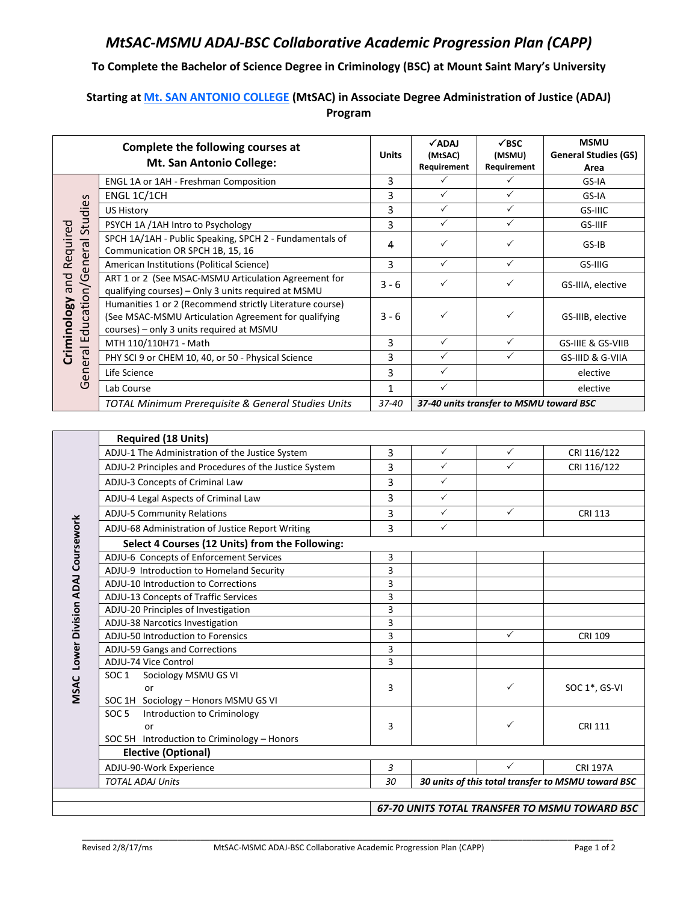# MtSAC-MSMU ADAJ-BSC Collaborative Academic Progression Plan (CAPP)

**To Complete the Bachelor of Science Degree in Criminology (BSC) at Mount Saint Mary's University**

**Starting at Mt. SAN ANTONIO COLLEGE (MtSAC) in Associate Degree Administration of Justice (ADAJ) Program**

| | Complete the following courses at Mt. San Antonio College: | Units | ✓ADAJ (MtSAC) Requirement | ✓BSC (MSMU) Requirement | MSMU General Studies (GS) Area |
|---|---|---|---|---|---|
| **Criminology** and Required General Education/General Studies | ENGL 1A or 1AH - Freshman Composition | 3 | ✓ | ✓ | GS-IA |
| | ENGL 1C/1CH | 3 | ✓ | ✓ | GS-IA |
| | US History | 3 | ✓ | ✓ | GS-IIIC |
| | PSYCH 1A /1AH Intro to Psychology | 3 | ✓ | ✓ | GS-IIIF |
| | SPCH 1A/1AH - Public Speaking, SPCH 2 - Fundamentals of Communication OR SPCH 1B, 15, 16 | 4 | ✓ | ✓ | GS-IB |
| | American Institutions (Political Science) | 3 | ✓ | ✓ | GS-IIIG |
| | ART 1 or 2 (See MSAC-MSMU Articulation Agreement for qualifying courses) – Only 3 units required at MSMU | 3 - 6 | ✓ | ✓ | GS-IIIA, elective |
| | Humanities 1 or 2 (Recommend strictly Literature course) (See MSAC-MSMU Articulation Agreement for qualifying courses) – only 3 units required at MSMU | 3 - 6 | ✓ | ✓ | GS-IIIB, elective |
| | MTH 110/110H71 - Math | 3 | ✓ | ✓ | GS-IIIE & GS-VIIB |
| | PHY SCI 9 or CHEM 10, 40, or 50 - Physical Science | 3 | ✓ | ✓ | GS-IIID & G-VIIA |
| | Life Science | 3 | ✓ | | elective |
| | Lab Course | 1 | ✓ | | elective |
| | *TOTAL Minimum Prerequisite & General Studies Units* | *37-40* | ***37-40 units transfer to MSMU toward BSC*** | | |

| | Course | Units | ✓ADAJ (MtSAC) Requirement | ✓BSC (MSMU) Requirement | MSMU General Studies (GS) Area |
|---|---|---|---|---|---|
| **MSAC Lower Division ADAJ Coursework** | **Required (18 Units)** | | | | |
| | ADJU-1 The Administration of the Justice System | 3 | ✓ | ✓ | CRI 116/122 |
| | ADJU-2 Principles and Procedures of the Justice System | 3 | ✓ | ✓ | CRI 116/122 |
| | ADJU-3 Concepts of Criminal Law | 3 | ✓ | | |
| | ADJU-4 Legal Aspects of Criminal Law | 3 | ✓ | | |
| | ADJU-5 Community Relations | 3 | ✓ | ✓ | CRI 113 |
| | ADJU-68 Administration of Justice Report Writing | 3 | ✓ | | |
| | **Select 4 Courses (12 Units) from the Following:** | | | | |
| | ADJU-6 Concepts of Enforcement Services | 3 | | | |
| | ADJU-9 Introduction to Homeland Security | 3 | | | |
| | ADJU-10 Introduction to Corrections | 3 | | | |
| | ADJU-13 Concepts of Traffic Services | 3 | | | |
| | ADJU-20 Principles of Investigation | 3 | | | |
| | ADJU-38 Narcotics Investigation | 3 | | | |
| | ADJU-50 Introduction to Forensics | 3 | | ✓ | CRI 109 |
| | ADJU-59 Gangs and Corrections | 3 | | | |
| | ADJU-74 Vice Control | 3 | | | |
| | SOC 1 Sociology MSMU GS VI or SOC 1H Sociology – Honors MSMU GS VI | 3 | | ✓ | SOC 1*, GS-VI |
| | SOC 5 Introduction to Criminology or SOC 5H Introduction to Criminology – Honors | 3 | | ✓ | CRI 111 |
| | **Elective (Optional)** | | | | |
| | ADJU-90-Work Experience | *3* | | ✓ | CRI 197A |
| | *TOTAL ADAJ Units* | *30* | ***30 units of this total transfer to MSMU toward BSC*** | | |
| | | | ***67-70 UNITS TOTAL TRANSFER TO MSMU TOWARD BSC*** | | |

Revised 2/8/17/ms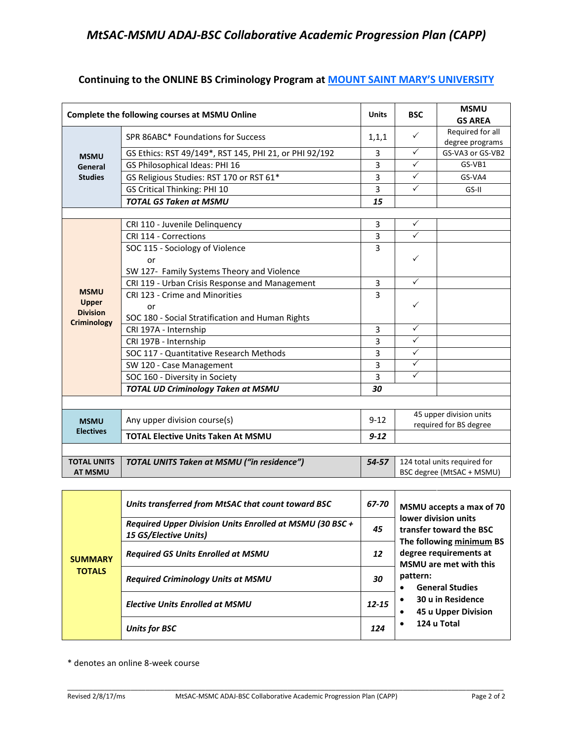# MtSAC-MSMU ADAJ-BSC Collaborative Academic Progression Plan (CAPP)

## Continuing to the ONLINE BS Criminology Program at MOUNT SAINT MARY'S UNIVERSITY

| Complete the following courses at MSMU Online | | Units | BSC | MSMU GS AREA |
|---|---|---|---|---|
| **MSMU General Studies** | SPR 86ABC* Foundations for Success | 1,1,1 | ✓ | Required for all degree programs |
| | GS Ethics: RST 49/149*, RST 145, PHI 21, or PHI 92/192 | 3 | ✓ | GS-VA3 or GS-VB2 |
| | GS Philosophical Ideas: PHI 16 | 3 | ✓ | GS-VB1 |
| | GS Religious Studies: RST 170 or RST 61* | 3 | ✓ | GS-VA4 |
| | GS Critical Thinking: PHI 10 | 3 | ✓ | GS-II |
| | ***TOTAL GS Taken at MSMU*** | ***15*** | | |
| | | | | |
| **MSMU Upper Division Criminology** | CRI 110 - Juvenile Delinquency | 3 | ✓ | |
| | CRI 114 - Corrections | 3 | ✓ | |
| | SOC 115 - Sociology of Violence or SW 127- Family Systems Theory and Violence | 3 | ✓ | |
| | CRI 119 - Urban Crisis Response and Management | 3 | ✓ | |
| | CRI 123 - Crime and Minorities or SOC 180 - Social Stratification and Human Rights | 3 | ✓ | |
| | CRI 197A - Internship | 3 | ✓ | |
| | CRI 197B - Internship | 3 | ✓ | |
| | SOC 117 - Quantitative Research Methods | 3 | ✓ | |
| | SW 120 - Case Management | 3 | ✓ | |
| | SOC 160 - Diversity in Society | 3 | ✓ | |
| | ***TOTAL UD Criminology Taken at MSMU*** | ***30*** | | |
| | | | | |
| **MSMU Electives** | Any upper division course(s) | 9-12 | 45 upper division units required for BS degree | |
| | **TOTAL Elective Units Taken At MSMU** | ***9-12*** | | |
| | | | | |
| **TOTAL UNITS AT MSMU** | ***TOTAL UNITS Taken at MSMU ("in residence")*** | ***54-57*** | 124 total units required for BSC degree (MtSAC + MSMU) | |

| | | | |
|---|---|---|---|
| **SUMMARY TOTALS** | ***Units transferred from MtSAC that count toward BSC*** | ***67-70*** | **MSMU accepts a max of 70 lower division units transfer toward the BSC**<br>**The following minimum BS degree requirements at MSMU are met with this pattern:**<br>• **General Studies**<br>• **30 u in Residence**<br>• **45 u Upper Division**<br>• **124 u Total** |
| | ***Required Upper Division Units Enrolled at MSMU (30 BSC + 15 GS/Elective Units)*** | ***45*** | |
| | ***Required GS Units Enrolled at MSMU*** | ***12*** | |
| | ***Required Criminology Units at MSMU*** | ***30*** | |
| | ***Elective Units Enrolled at MSMU*** | ***12-15*** | |
| | ***Units for BSC*** | ***124*** | |

* denotes an online 8-week course

Revised 2/8/17/ms